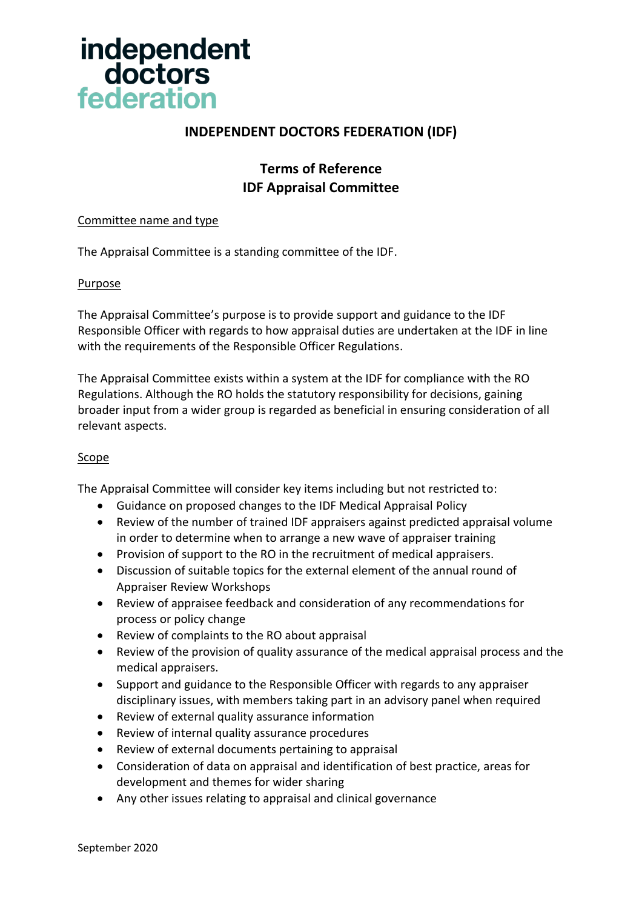independent doctors federation

# INDEPENDENT DOCTORS FEDERATION (IDF)

## Terms of Reference
## IDF Appraisal Committee

Committee name and type

The Appraisal Committee is a standing committee of the IDF.

Purpose

The Appraisal Committee's purpose is to provide support and guidance to the IDF Responsible Officer with regards to how appraisal duties are undertaken at the IDF in line with the requirements of the Responsible Officer Regulations.

The Appraisal Committee exists within a system at the IDF for compliance with the RO Regulations. Although the RO holds the statutory responsibility for decisions, gaining broader input from a wider group is regarded as beneficial in ensuring consideration of all relevant aspects.

Scope

The Appraisal Committee will consider key items including but not restricted to:

- Guidance on proposed changes to the IDF Medical Appraisal Policy
- Review of the number of trained IDF appraisers against predicted appraisal volume in order to determine when to arrange a new wave of appraiser training
- Provision of support to the RO in the recruitment of medical appraisers.
- Discussion of suitable topics for the external element of the annual round of Appraiser Review Workshops
- Review of appraisee feedback and consideration of any recommendations for process or policy change
- Review of complaints to the RO about appraisal
- Review of the provision of quality assurance of the medical appraisal process and the medical appraisers.
- Support and guidance to the Responsible Officer with regards to any appraiser disciplinary issues, with members taking part in an advisory panel when required
- Review of external quality assurance information
- Review of internal quality assurance procedures
- Review of external documents pertaining to appraisal
- Consideration of data on appraisal and identification of best practice, areas for development and themes for wider sharing
- Any other issues relating to appraisal and clinical governance

September 2020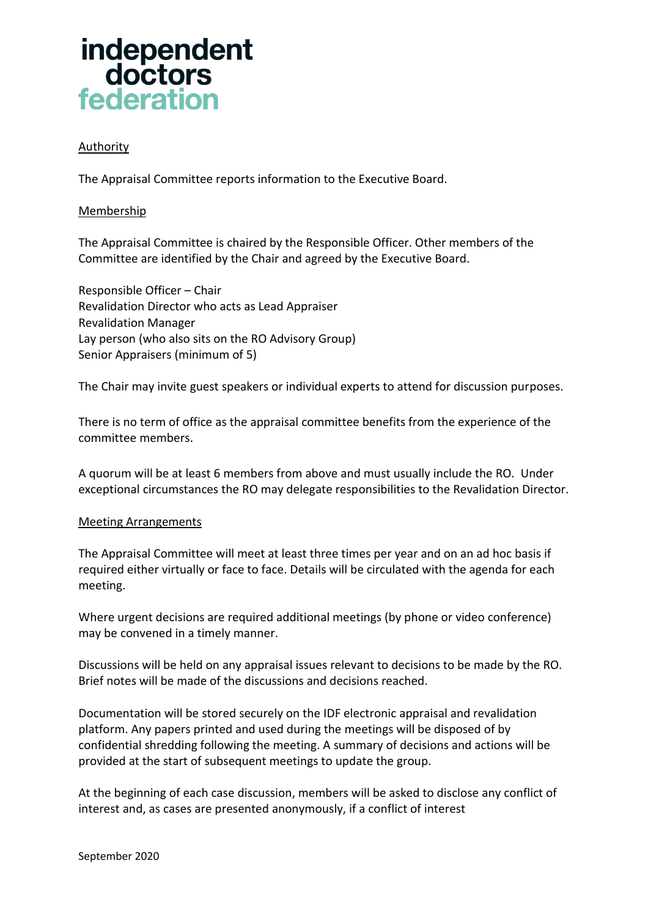Authority

The Appraisal Committee reports information to the Executive Board.

Membership

The Appraisal Committee is chaired by the Responsible Officer. Other members of the Committee are identified by the Chair and agreed by the Executive Board.

Responsible Officer – Chair
Revalidation Director who acts as Lead Appraiser
Revalidation Manager
Lay person (who also sits on the RO Advisory Group)
Senior Appraisers (minimum of 5)

The Chair may invite guest speakers or individual experts to attend for discussion purposes.

There is no term of office as the appraisal committee benefits from the experience of the committee members.

A quorum will be at least 6 members from above and must usually include the RO. Under exceptional circumstances the RO may delegate responsibilities to the Revalidation Director.

Meeting Arrangements

The Appraisal Committee will meet at least three times per year and on an ad hoc basis if required either virtually or face to face. Details will be circulated with the agenda for each meeting.

Where urgent decisions are required additional meetings (by phone or video conference) may be convened in a timely manner.

Discussions will be held on any appraisal issues relevant to decisions to be made by the RO. Brief notes will be made of the discussions and decisions reached.

Documentation will be stored securely on the IDF electronic appraisal and revalidation platform. Any papers printed and used during the meetings will be disposed of by confidential shredding following the meeting. A summary of decisions and actions will be provided at the start of subsequent meetings to update the group.

At the beginning of each case discussion, members will be asked to disclose any conflict of interest and, as cases are presented anonymously, if a conflict of interest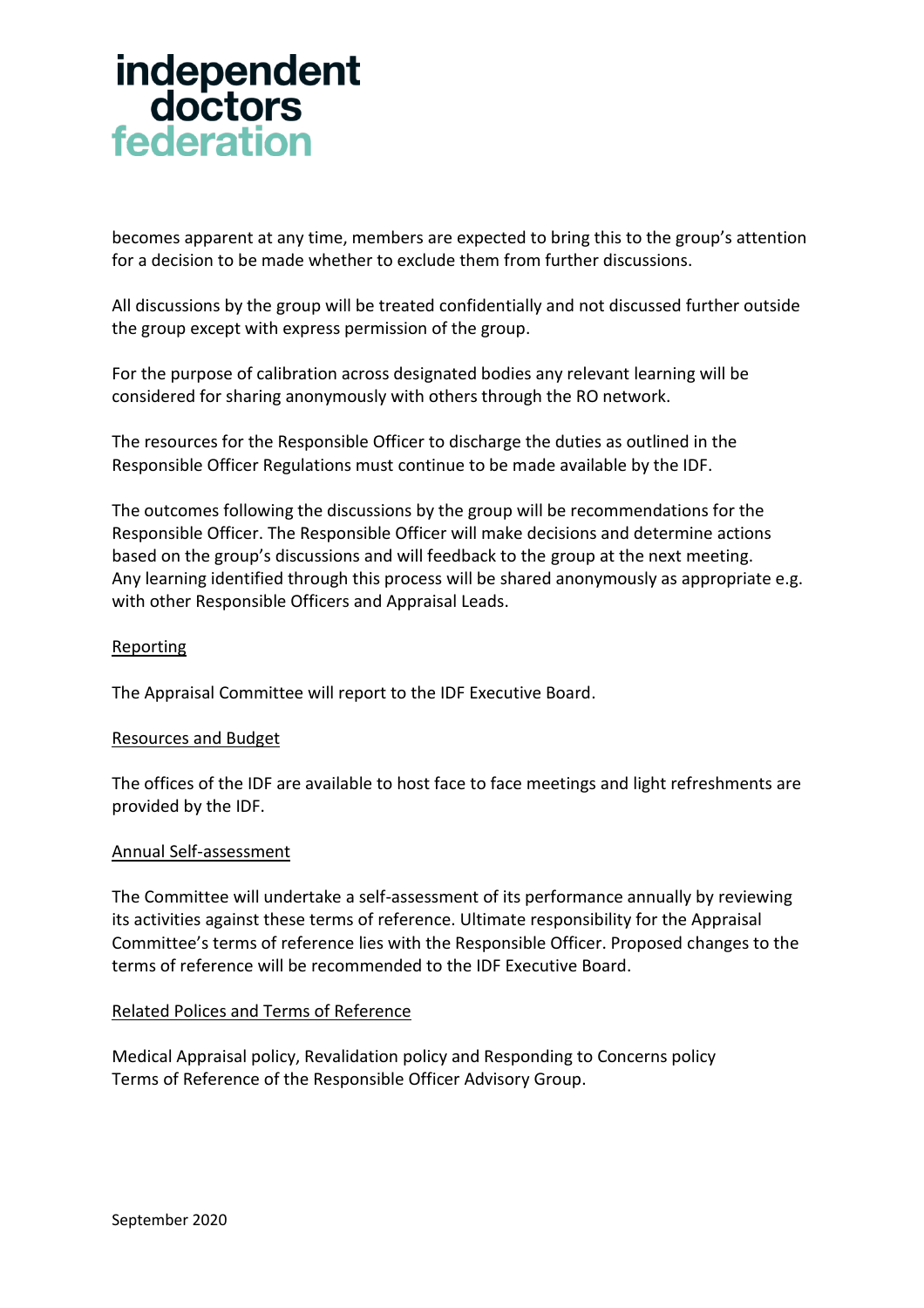becomes apparent at any time, members are expected to bring this to the group's attention for a decision to be made whether to exclude them from further discussions.

All discussions by the group will be treated confidentially and not discussed further outside the group except with express permission of the group.

For the purpose of calibration across designated bodies any relevant learning will be considered for sharing anonymously with others through the RO network.

The resources for the Responsible Officer to discharge the duties as outlined in the Responsible Officer Regulations must continue to be made available by the IDF.

The outcomes following the discussions by the group will be recommendations for the Responsible Officer. The Responsible Officer will make decisions and determine actions based on the group's discussions and will feedback to the group at the next meeting. Any learning identified through this process will be shared anonymously as appropriate e.g. with other Responsible Officers and Appraisal Leads.

<u>Reporting</u>

The Appraisal Committee will report to the IDF Executive Board.

<u>Resources and Budget</u>

The offices of the IDF are available to host face to face meetings and light refreshments are provided by the IDF.

<u>Annual Self-assessment</u>

The Committee will undertake a self-assessment of its performance annually by reviewing its activities against these terms of reference. Ultimate responsibility for the Appraisal Committee's terms of reference lies with the Responsible Officer. Proposed changes to the terms of reference will be recommended to the IDF Executive Board.

<u>Related Polices and Terms of Reference</u>

Medical Appraisal policy, Revalidation policy and Responding to Concerns policy
Terms of Reference of the Responsible Officer Advisory Group.

September 2020